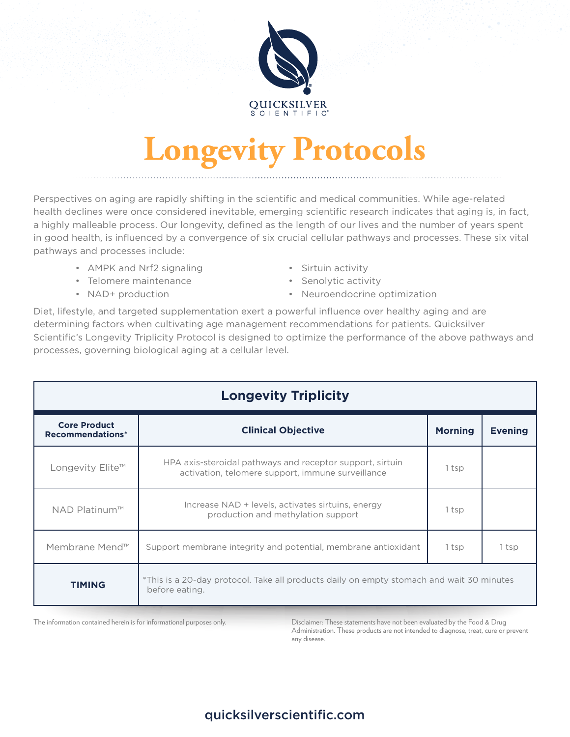QUICKSILVER SCIENTIFIC®

# Longevity Protocols

Perspectives on aging are rapidly shifting in the scientific and medical communities. While age-related health declines were once considered inevitable, emerging scientific research indicates that aging is, in fact, a highly malleable process. Our longevity, defined as the length of our lives and the number of years spent in good health, is influenced by a convergence of six crucial cellular pathways and processes. These six vital pathways and processes include:

- AMPK and Nrf2 signaling
- Telomere maintenance
- NAD+ production
- Sirtuin activity
- Senolytic activity
- Neuroendocrine optimization

Diet, lifestyle, and targeted supplementation exert a powerful influence over healthy aging and are determining factors when cultivating age management recommendations for patients. Quicksilver Scientific's Longevity Triplicity Protocol is designed to optimize the performance of the above pathways and processes, governing biological aging at a cellular level.

| **Longevity Triplicity** | | | |
|---|---|---|---|
| **Core Product Recommendations*** | **Clinical Objective** | **Morning** | **Evening** |
| Longevity Elite™ | HPA axis-steroidal pathways and receptor support, sirtuin activation, telomere support, immune surveillance | 1 tsp | |
| NAD Platinum™ | Increase NAD + levels, activates sirtuins, energy production and methylation support | 1 tsp | |
| Membrane Mend™ | Support membrane integrity and potential, membrane antioxidant | 1 tsp | 1 tsp |
| **TIMING** | *This is a 20-day protocol. Take all products daily on empty stomach and wait 30 minutes before eating. | | |

The information contained herein is for informational purposes only.

Disclaimer: These statements have not been evaluated by the Food & Drug Administration. These products are not intended to diagnose, treat, cure or prevent any disease.

quicksilverscientific.com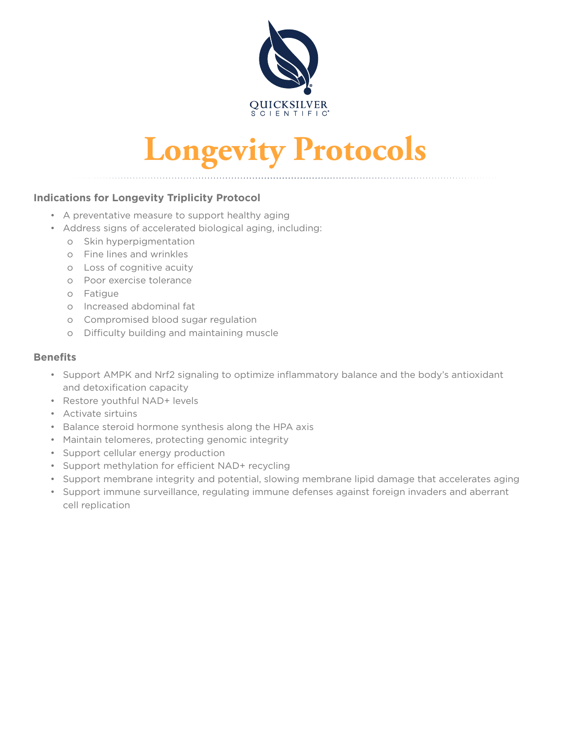QUICKSILVER SCIENTIFIC®

# Longevity Protocols

### Indications for Longevity Triplicity Protocol

- A preventative measure to support healthy aging
- Address signs of accelerated biological aging, including:
  - Skin hyperpigmentation
  - Fine lines and wrinkles
  - Loss of cognitive acuity
  - Poor exercise tolerance
  - Fatigue
  - Increased abdominal fat
  - Compromised blood sugar regulation
  - Difficulty building and maintaining muscle

### Benefits

- Support AMPK and Nrf2 signaling to optimize inflammatory balance and the body's antioxidant and detoxification capacity
- Restore youthful NAD+ levels
- Activate sirtuins
- Balance steroid hormone synthesis along the HPA axis
- Maintain telomeres, protecting genomic integrity
- Support cellular energy production
- Support methylation for efficient NAD+ recycling
- Support membrane integrity and potential, slowing membrane lipid damage that accelerates aging
- Support immune surveillance, regulating immune defenses against foreign invaders and aberrant cell replication